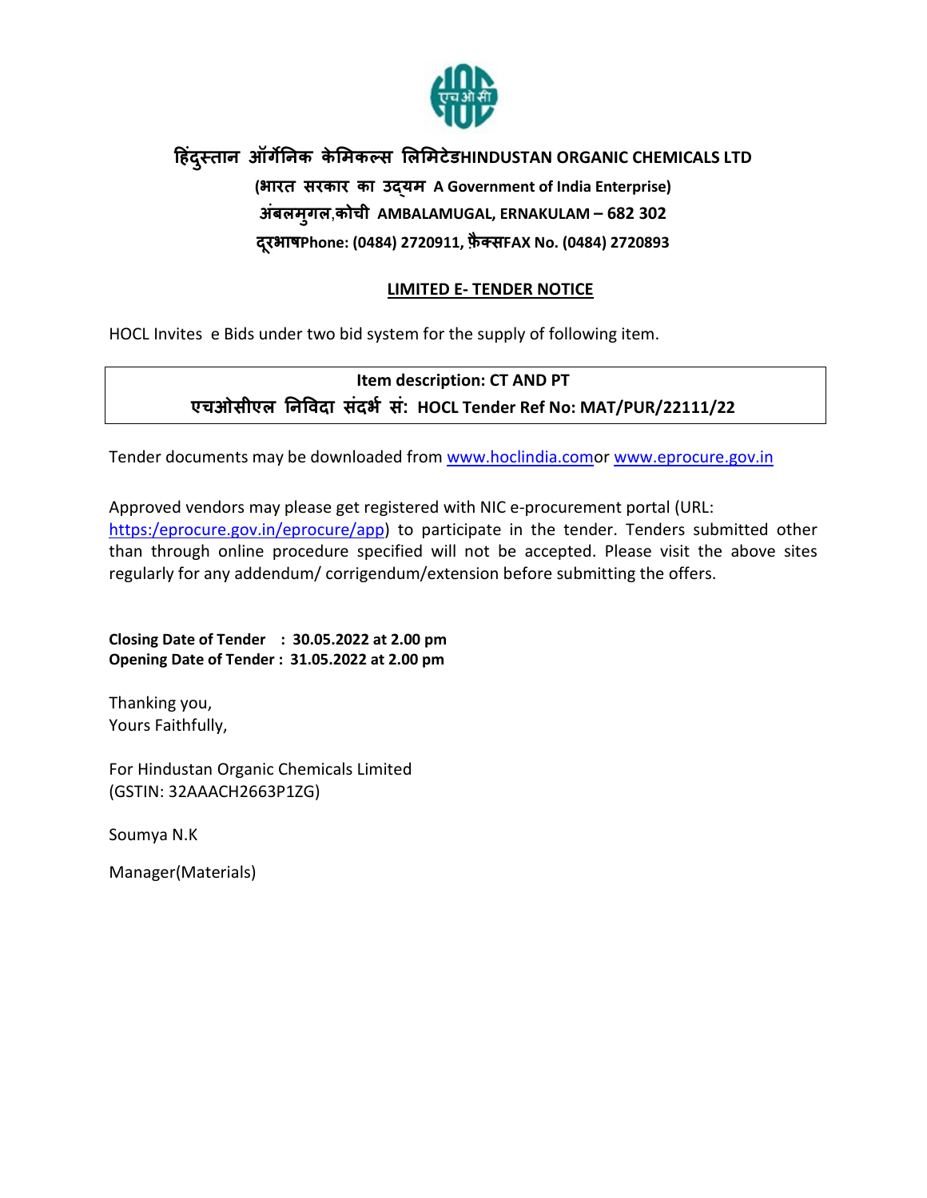# हिंदुस्तान ऑर्गेनिक केमिकल्स लिमिटेडHINDUSTAN ORGANIC CHEMICALS LTD

**(भारत सरकार का उद्यम A Government of India Enterprise)**

**अंबलमुगल,कोची AMBALAMUGAL, ERNAKULAM – 682 302**

**दूरभाषPhone: (0484) 2720911, फ़ैक्सFAX No. (0484) 2720893**

## LIMITED E- TENDER NOTICE

HOCL Invites e Bids under two bid system for the supply of following item.

**Item description: CT AND PT**

**एचओसीएल निविदा संदर्भ सं: HOCL Tender Ref No: MAT/PUR/22111/22**

Tender documents may be downloaded from www.hoclindia.comor www.eprocure.gov.in

Approved vendors may please get registered with NIC e-procurement portal (URL: https:/eprocure.gov.in/eprocure/app) to participate in the tender. Tenders submitted other than through online procedure specified will not be accepted. Please visit the above sites regularly for any addendum/ corrigendum/extension before submitting the offers.

**Closing Date of Tender : 30.05.2022 at 2.00 pm**
**Opening Date of Tender : 31.05.2022 at 2.00 pm**

Thanking you,
Yours Faithfully,

For Hindustan Organic Chemicals Limited
(GSTIN: 32AAACH2663P1ZG)

Soumya N.K

Manager(Materials)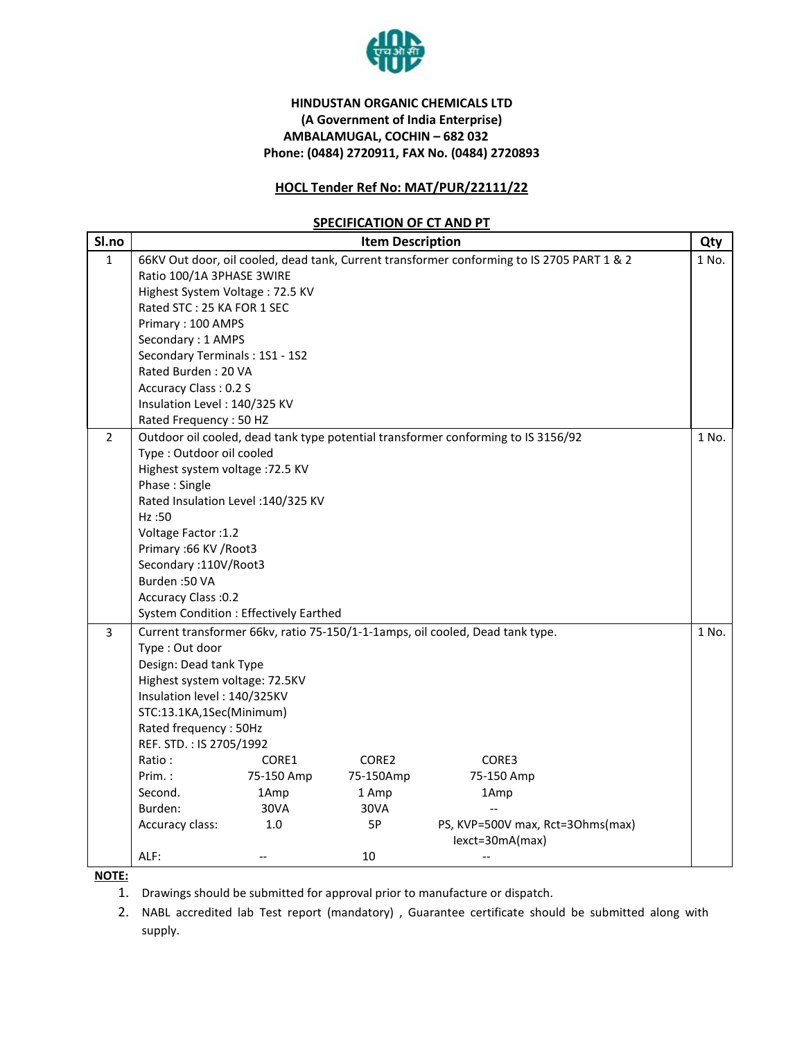**HINDUSTAN ORGANIC CHEMICALS LTD**
**(A Government of India Enterprise)**
**AMBALAMUGAL, COCHIN – 682 032**
**Phone: (0484) 2720911, FAX No. (0484) 2720893**

**HOCL Tender Ref No: MAT/PUR/22111/22**

**SPECIFICATION OF CT AND PT**

| Sl.no | Item Description | Qty |
|---|---|---|
| 1 | 66KV Out door, oil cooled, dead tank, Current transformer conforming to IS 2705 PART 1 & 2<br>Ratio 100/1A 3PHASE 3WIRE<br>Highest System Voltage : 72.5 KV<br>Rated STC : 25 KA FOR 1 SEC<br>Primary : 100 AMPS<br>Secondary : 1 AMPS<br>Secondary Terminals : 1S1 - 1S2<br>Rated Burden : 20 VA<br>Accuracy Class : 0.2 S<br>Insulation Level : 140/325 KV<br>Rated Frequency : 50 HZ | 1 No. |
| 2 | Outdoor oil cooled, dead tank type potential transformer conforming to IS 3156/92<br>Type : Outdoor oil cooled<br>Highest system voltage :72.5 KV<br>Phase : Single<br>Rated Insulation Level :140/325 KV<br>Hz :50<br>Voltage Factor :1.2<br>Primary :66 KV /Root3<br>Secondary :110V/Root3<br>Burden :50 VA<br>Accuracy Class :0.2<br>System Condition : Effectively Earthed | 1 No. |
| 3 | Current transformer 66kv, ratio 75-150/1-1-1amps, oil cooled, Dead tank type.<br>Type : Out door<br>Design: Dead tank Type<br>Highest system voltage: 72.5KV<br>Insulation level : 140/325KV<br>STC:13.1KA,1Sec(Minimum)<br>Rated frequency : 50Hz<br>REF. STD. : IS 2705/1992<br>Ratio : CORE1 / CORE2 / CORE3<br>Prim. : 75-150 Amp / 75-150Amp / 75-150 Amp<br>Second. 1Amp / 1 Amp / 1Amp<br>Burden: 30VA / 30VA / --<br>Accuracy class: 1.0 / 5P / PS, KVP=500V max, Rct=3Ohms(max) Iexct=30mA(max)<br>ALF: -- / 10 / -- | 1 No. |

**NOTE:**

1. Drawings should be submitted for approval prior to manufacture or dispatch.
2. NABL accredited lab Test report (mandatory) , Guarantee certificate should be submitted along with supply.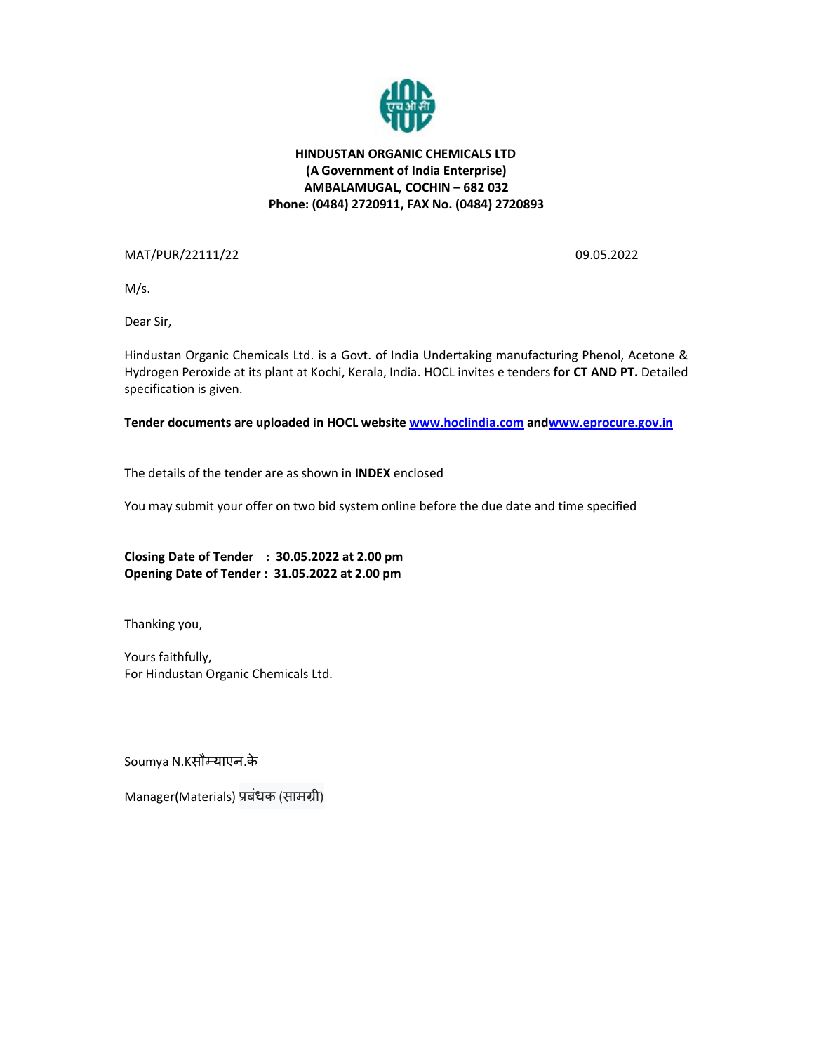**HINDUSTAN ORGANIC CHEMICALS LTD**
**(A Government of India Enterprise)**
**AMBALAMUGAL, COCHIN – 682 032**
**Phone: (0484) 2720911, FAX No. (0484) 2720893**

MAT/PUR/22111/22 09.05.2022

M/s.

Dear Sir,

Hindustan Organic Chemicals Ltd. is a Govt. of India Undertaking manufacturing Phenol, Acetone & Hydrogen Peroxide at its plant at Kochi, Kerala, India. HOCL invites e tenders **for CT AND PT.** Detailed specification is given.

**Tender documents are uploaded in HOCL website www.hoclindia.com andwww.eprocure.gov.in**

The details of the tender are as shown in **INDEX** enclosed

You may submit your offer on two bid system online before the due date and time specified

**Closing Date of Tender : 30.05.2022 at 2.00 pm**
**Opening Date of Tender : 31.05.2022 at 2.00 pm**

Thanking you,

Yours faithfully,
For Hindustan Organic Chemicals Ltd.

Soumya N.Kसौम्याएन.के

Manager(Materials) प्रबंधक (सामग्री)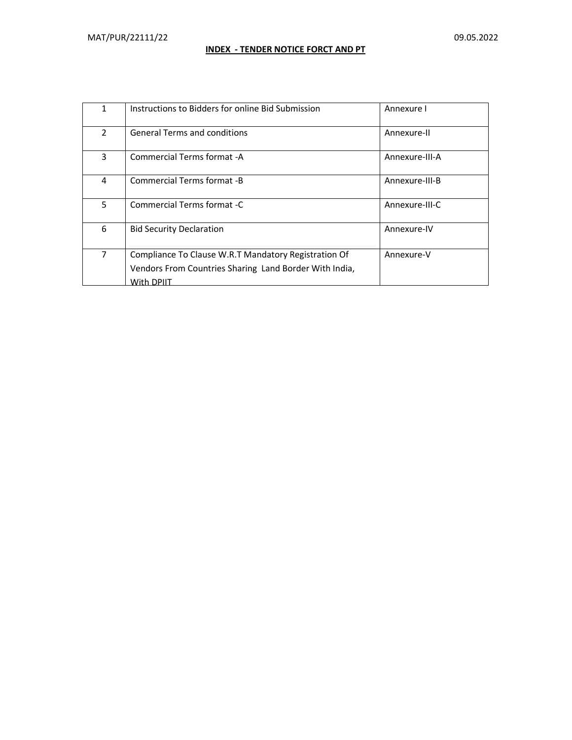MAT/PUR/22111/22 09.05.2022

**INDEX - TENDER NOTICE FORCT AND PT**

| | | |
|---|---|---|
| 1 | Instructions to Bidders for online Bid Submission | Annexure I |
| 2 | General Terms and conditions | Annexure-II |
| 3 | Commercial Terms format -A | Annexure-III-A |
| 4 | Commercial Terms format -B | Annexure-III-B |
| 5 | Commercial Terms format -C | Annexure-III-C |
| 6 | Bid Security Declaration | Annexure-IV |
| 7 | Compliance To Clause W.R.T Mandatory Registration Of Vendors From Countries Sharing Land Border With India, With DPIIT | Annexure-V |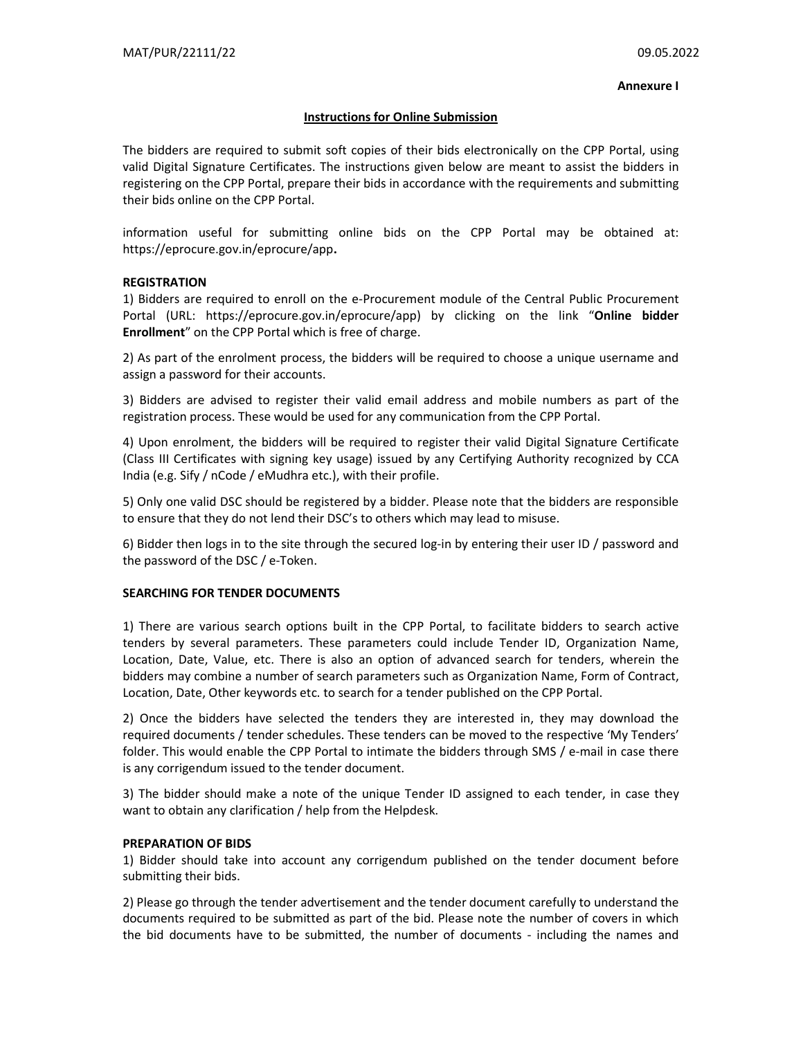MAT/PUR/22111/22 09.05.2022

**Annexure I**

**Instructions for Online Submission**

The bidders are required to submit soft copies of their bids electronically on the CPP Portal, using valid Digital Signature Certificates. The instructions given below are meant to assist the bidders in registering on the CPP Portal, prepare their bids in accordance with the requirements and submitting their bids online on the CPP Portal.

information useful for submitting online bids on the CPP Portal may be obtained at: https://eprocure.gov.in/eprocure/app**.**

**REGISTRATION**

1) Bidders are required to enroll on the e-Procurement module of the Central Public Procurement Portal (URL: https://eprocure.gov.in/eprocure/app) by clicking on the link "**Online bidder Enrollment**" on the CPP Portal which is free of charge.

2) As part of the enrolment process, the bidders will be required to choose a unique username and assign a password for their accounts.

3) Bidders are advised to register their valid email address and mobile numbers as part of the registration process. These would be used for any communication from the CPP Portal.

4) Upon enrolment, the bidders will be required to register their valid Digital Signature Certificate (Class III Certificates with signing key usage) issued by any Certifying Authority recognized by CCA India (e.g. Sify / nCode / eMudhra etc.), with their profile.

5) Only one valid DSC should be registered by a bidder. Please note that the bidders are responsible to ensure that they do not lend their DSC's to others which may lead to misuse.

6) Bidder then logs in to the site through the secured log-in by entering their user ID / password and the password of the DSC / e-Token.

**SEARCHING FOR TENDER DOCUMENTS**

1) There are various search options built in the CPP Portal, to facilitate bidders to search active tenders by several parameters. These parameters could include Tender ID, Organization Name, Location, Date, Value, etc. There is also an option of advanced search for tenders, wherein the bidders may combine a number of search parameters such as Organization Name, Form of Contract, Location, Date, Other keywords etc. to search for a tender published on the CPP Portal.

2) Once the bidders have selected the tenders they are interested in, they may download the required documents / tender schedules. These tenders can be moved to the respective 'My Tenders' folder. This would enable the CPP Portal to intimate the bidders through SMS / e-mail in case there is any corrigendum issued to the tender document.

3) The bidder should make a note of the unique Tender ID assigned to each tender, in case they want to obtain any clarification / help from the Helpdesk.

**PREPARATION OF BIDS**

1) Bidder should take into account any corrigendum published on the tender document before submitting their bids.

2) Please go through the tender advertisement and the tender document carefully to understand the documents required to be submitted as part of the bid. Please note the number of covers in which the bid documents have to be submitted, the number of documents - including the names and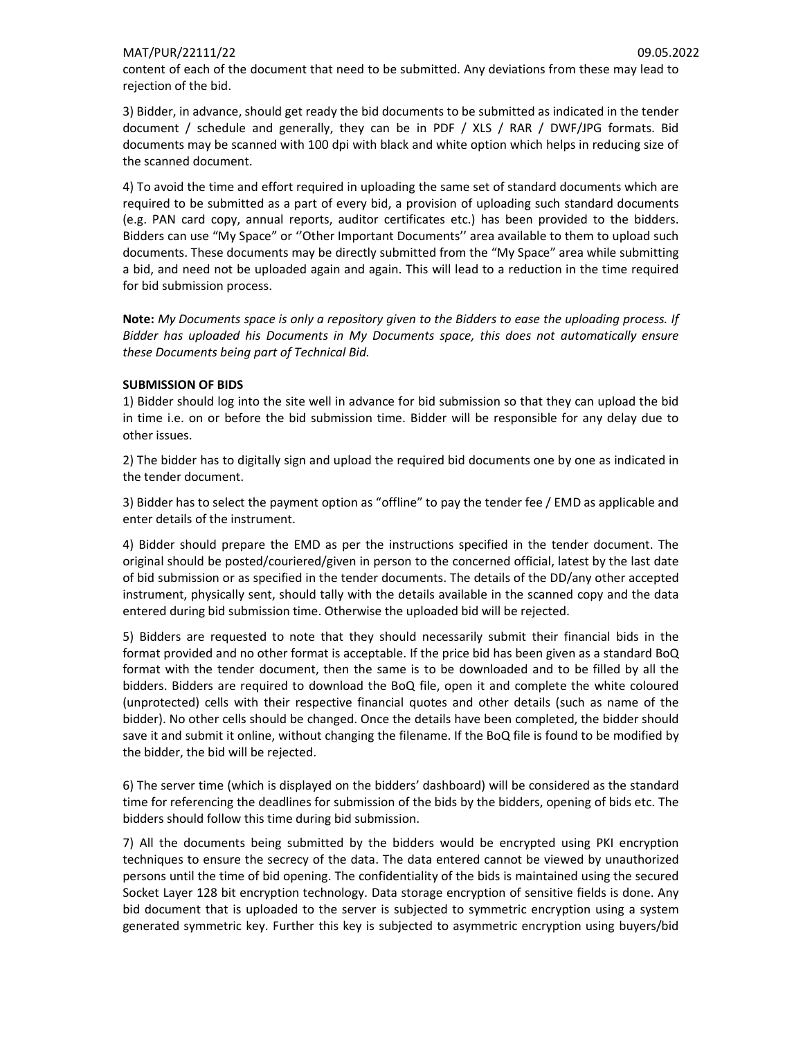content of each of the document that need to be submitted. Any deviations from these may lead to rejection of the bid.

3) Bidder, in advance, should get ready the bid documents to be submitted as indicated in the tender document / schedule and generally, they can be in PDF / XLS / RAR / DWF/JPG formats. Bid documents may be scanned with 100 dpi with black and white option which helps in reducing size of the scanned document.

4) To avoid the time and effort required in uploading the same set of standard documents which are required to be submitted as a part of every bid, a provision of uploading such standard documents (e.g. PAN card copy, annual reports, auditor certificates etc.) has been provided to the bidders. Bidders can use "My Space" or ''Other Important Documents'' area available to them to upload such documents. These documents may be directly submitted from the "My Space" area while submitting a bid, and need not be uploaded again and again. This will lead to a reduction in the time required for bid submission process.

**Note:** *My Documents space is only a repository given to the Bidders to ease the uploading process. If Bidder has uploaded his Documents in My Documents space, this does not automatically ensure these Documents being part of Technical Bid.*

**SUBMISSION OF BIDS**

1) Bidder should log into the site well in advance for bid submission so that they can upload the bid in time i.e. on or before the bid submission time. Bidder will be responsible for any delay due to other issues.

2) The bidder has to digitally sign and upload the required bid documents one by one as indicated in the tender document.

3) Bidder has to select the payment option as "offline" to pay the tender fee / EMD as applicable and enter details of the instrument.

4) Bidder should prepare the EMD as per the instructions specified in the tender document. The original should be posted/couriered/given in person to the concerned official, latest by the last date of bid submission or as specified in the tender documents. The details of the DD/any other accepted instrument, physically sent, should tally with the details available in the scanned copy and the data entered during bid submission time. Otherwise the uploaded bid will be rejected.

5) Bidders are requested to note that they should necessarily submit their financial bids in the format provided and no other format is acceptable. If the price bid has been given as a standard BoQ format with the tender document, then the same is to be downloaded and to be filled by all the bidders. Bidders are required to download the BoQ file, open it and complete the white coloured (unprotected) cells with their respective financial quotes and other details (such as name of the bidder). No other cells should be changed. Once the details have been completed, the bidder should save it and submit it online, without changing the filename. If the BoQ file is found to be modified by the bidder, the bid will be rejected.

6) The server time (which is displayed on the bidders' dashboard) will be considered as the standard time for referencing the deadlines for submission of the bids by the bidders, opening of bids etc. The bidders should follow this time during bid submission.

7) All the documents being submitted by the bidders would be encrypted using PKI encryption techniques to ensure the secrecy of the data. The data entered cannot be viewed by unauthorized persons until the time of bid opening. The confidentiality of the bids is maintained using the secured Socket Layer 128 bit encryption technology. Data storage encryption of sensitive fields is done. Any bid document that is uploaded to the server is subjected to symmetric encryption using a system generated symmetric key. Further this key is subjected to asymmetric encryption using buyers/bid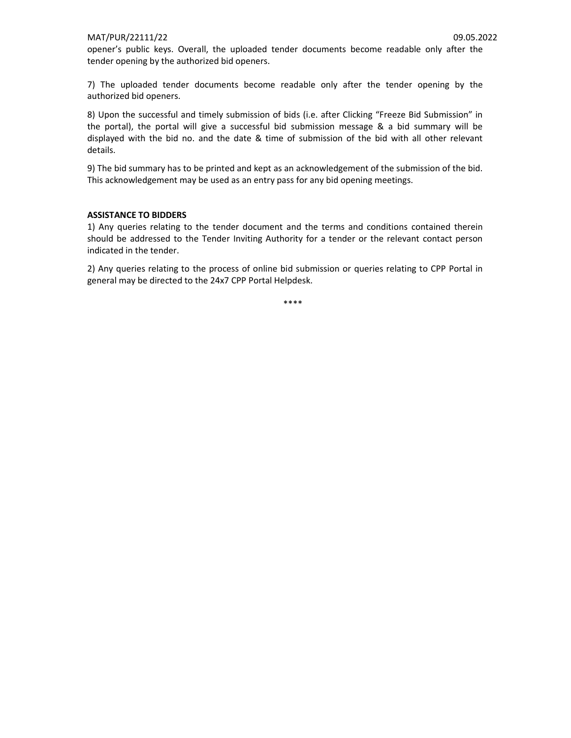opener's public keys. Overall, the uploaded tender documents become readable only after the tender opening by the authorized bid openers.

7) The uploaded tender documents become readable only after the tender opening by the authorized bid openers.

8) Upon the successful and timely submission of bids (i.e. after Clicking "Freeze Bid Submission" in the portal), the portal will give a successful bid submission message & a bid summary will be displayed with the bid no. and the date & time of submission of the bid with all other relevant details.

9) The bid summary has to be printed and kept as an acknowledgement of the submission of the bid. This acknowledgement may be used as an entry pass for any bid opening meetings.

**ASSISTANCE TO BIDDERS**

1) Any queries relating to the tender document and the terms and conditions contained therein should be addressed to the Tender Inviting Authority for a tender or the relevant contact person indicated in the tender.

2) Any queries relating to the process of online bid submission or queries relating to CPP Portal in general may be directed to the 24x7 CPP Portal Helpdesk.

****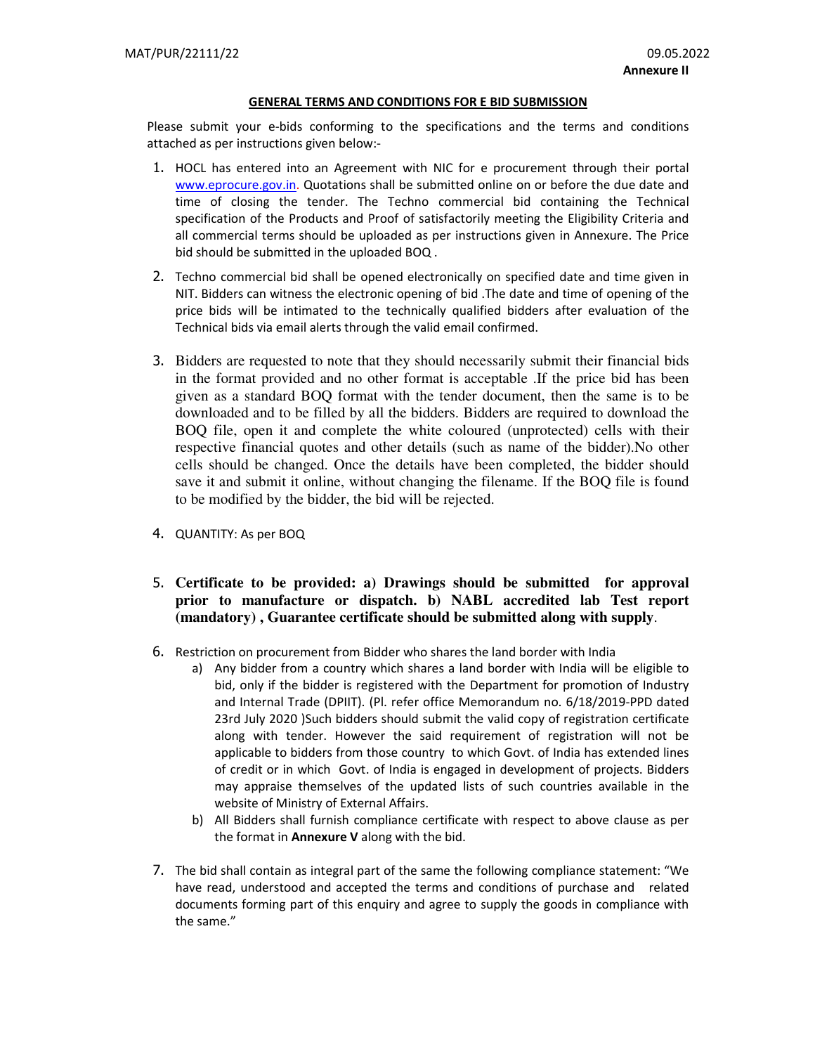MAT/PUR/22111/22 09.05.2022

**Annexure II**

**GENERAL TERMS AND CONDITIONS FOR E BID SUBMISSION**

Please submit your e-bids conforming to the specifications and the terms and conditions attached as per instructions given below:-

1. HOCL has entered into an Agreement with NIC for e procurement through their portal www.eprocure.gov.in. Quotations shall be submitted online on or before the due date and time of closing the tender. The Techno commercial bid containing the Technical specification of the Products and Proof of satisfactorily meeting the Eligibility Criteria and all commercial terms should be uploaded as per instructions given in Annexure. The Price bid should be submitted in the uploaded BOQ .

2. Techno commercial bid shall be opened electronically on specified date and time given in NIT. Bidders can witness the electronic opening of bid .The date and time of opening of the price bids will be intimated to the technically qualified bidders after evaluation of the Technical bids via email alerts through the valid email confirmed.

3. Bidders are requested to note that they should necessarily submit their financial bids in the format provided and no other format is acceptable .If the price bid has been given as a standard BOQ format with the tender document, then the same is to be downloaded and to be filled by all the bidders. Bidders are required to download the BOQ file, open it and complete the white coloured (unprotected) cells with their respective financial quotes and other details (such as name of the bidder).No other cells should be changed. Once the details have been completed, the bidder should save it and submit it online, without changing the filename. If the BOQ file is found to be modified by the bidder, the bid will be rejected.

4. QUANTITY: As per BOQ

5. **Certificate to be provided: a) Drawings should be submitted for approval prior to manufacture or dispatch. b) NABL accredited lab Test report (mandatory) , Guarantee certificate should be submitted along with supply**.

6. Restriction on procurement from Bidder who shares the land border with India
   a) Any bidder from a country which shares a land border with India will be eligible to bid, only if the bidder is registered with the Department for promotion of Industry and Internal Trade (DPIIT). (Pl. refer office Memorandum no. 6/18/2019-PPD dated 23rd July 2020 )Such bidders should submit the valid copy of registration certificate along with tender. However the said requirement of registration will not be applicable to bidders from those country to which Govt. of India has extended lines of credit or in which Govt. of India is engaged in development of projects. Bidders may appraise themselves of the updated lists of such countries available in the website of Ministry of External Affairs.
   b) All Bidders shall furnish compliance certificate with respect to above clause as per the format in **Annexure V** along with the bid.

7. The bid shall contain as integral part of the same the following compliance statement: "We have read, understood and accepted the terms and conditions of purchase and related documents forming part of this enquiry and agree to supply the goods in compliance with the same."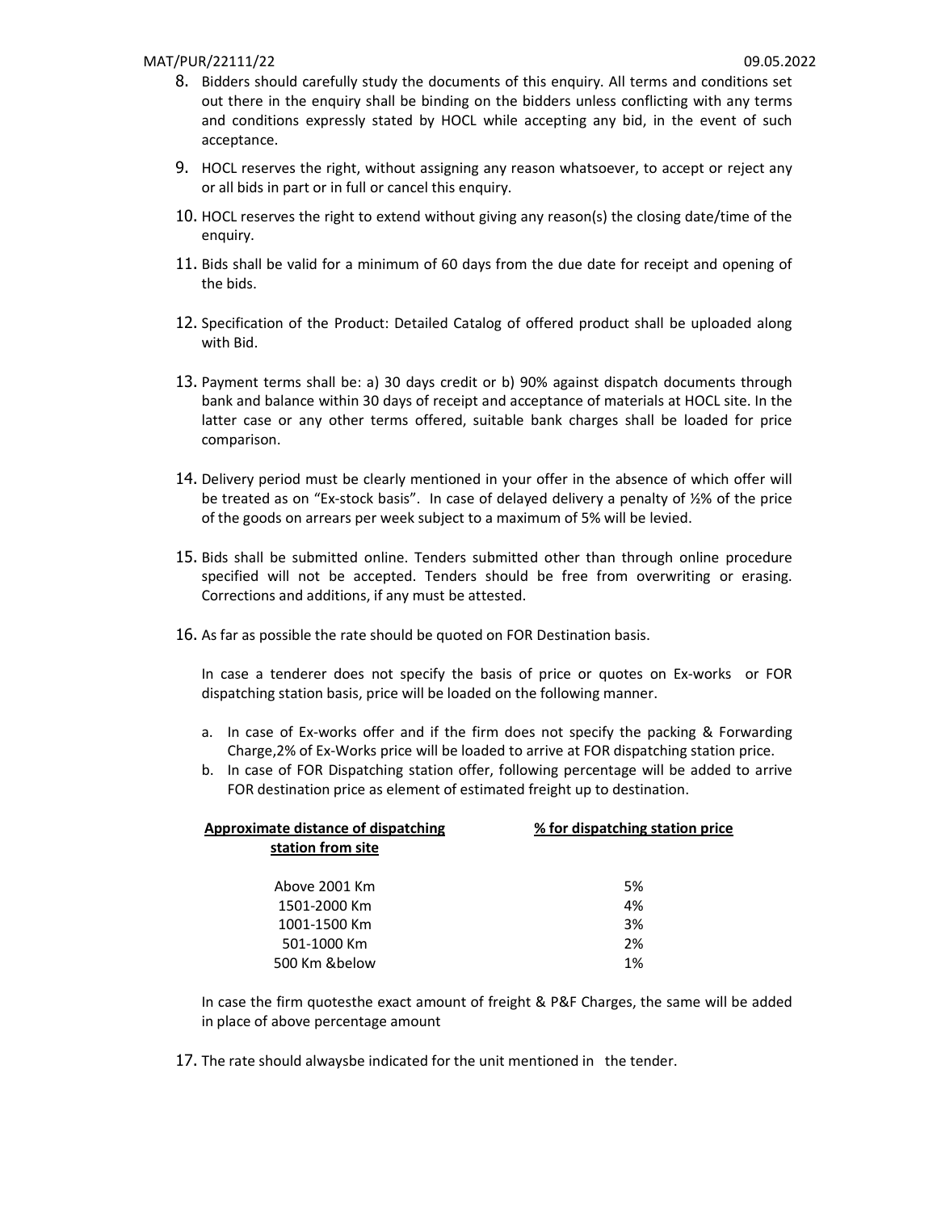8. Bidders should carefully study the documents of this enquiry. All terms and conditions set out there in the enquiry shall be binding on the bidders unless conflicting with any terms and conditions expressly stated by HOCL while accepting any bid, in the event of such acceptance.

9. HOCL reserves the right, without assigning any reason whatsoever, to accept or reject any or all bids in part or in full or cancel this enquiry.

10. HOCL reserves the right to extend without giving any reason(s) the closing date/time of the enquiry.

11. Bids shall be valid for a minimum of 60 days from the due date for receipt and opening of the bids.

12. Specification of the Product: Detailed Catalog of offered product shall be uploaded along with Bid.

13. Payment terms shall be: a) 30 days credit or b) 90% against dispatch documents through bank and balance within 30 days of receipt and acceptance of materials at HOCL site. In the latter case or any other terms offered, suitable bank charges shall be loaded for price comparison.

14. Delivery period must be clearly mentioned in your offer in the absence of which offer will be treated as on "Ex-stock basis". In case of delayed delivery a penalty of ½% of the price of the goods on arrears per week subject to a maximum of 5% will be levied.

15. Bids shall be submitted online. Tenders submitted other than through online procedure specified will not be accepted. Tenders should be free from overwriting or erasing. Corrections and additions, if any must be attested.

16. As far as possible the rate should be quoted on FOR Destination basis.

    In case a tenderer does not specify the basis of price or quotes on Ex-works or FOR dispatching station basis, price will be loaded on the following manner.

    a. In case of Ex-works offer and if the firm does not specify the packing & Forwarding Charge,2% of Ex-Works price will be loaded to arrive at FOR dispatching station price.
    b. In case of FOR Dispatching station offer, following percentage will be added to arrive FOR destination price as element of estimated freight up to destination.

    | Approximate distance of dispatching station from site | % for dispatching station price |
    |---|---|
    | Above 2001 Km | 5% |
    | 1501-2000 Km | 4% |
    | 1001-1500 Km | 3% |
    | 501-1000 Km | 2% |
    | 500 Km &below | 1% |

    In case the firm quotesthe exact amount of freight & P&F Charges, the same will be added in place of above percentage amount

17. The rate should alwaysbe indicated for the unit mentioned in the tender.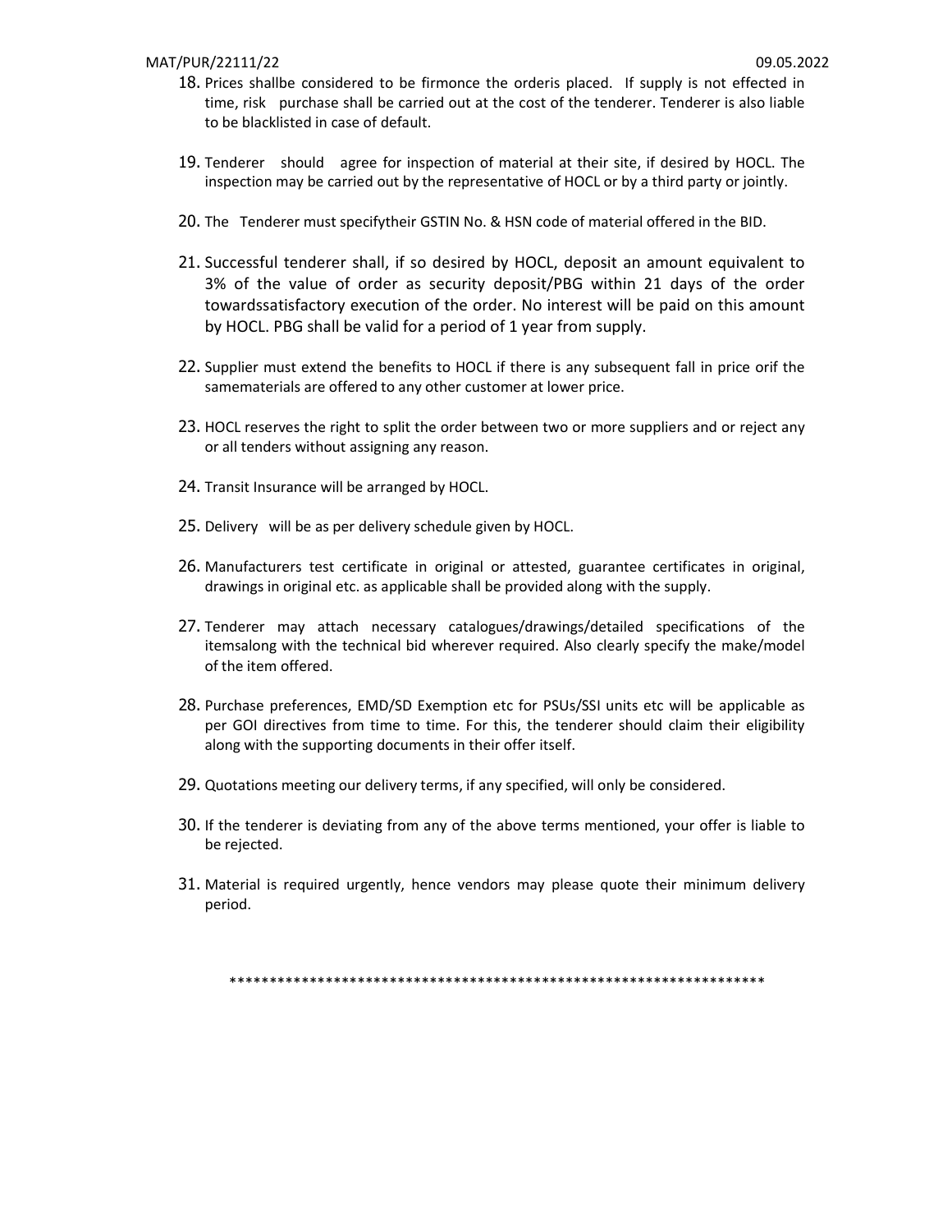18. Prices shallbe considered to be firmonce the orderis placed. If supply is not effected in time, risk purchase shall be carried out at the cost of the tenderer. Tenderer is also liable to be blacklisted in case of default.

19. Tenderer should agree for inspection of material at their site, if desired by HOCL. The inspection may be carried out by the representative of HOCL or by a third party or jointly.

20. The Tenderer must specifytheir GSTIN No. & HSN code of material offered in the BID.

21. Successful tenderer shall, if so desired by HOCL, deposit an amount equivalent to 3% of the value of order as security deposit/PBG within 21 days of the order towardssatisfactory execution of the order. No interest will be paid on this amount by HOCL. PBG shall be valid for a period of 1 year from supply.

22. Supplier must extend the benefits to HOCL if there is any subsequent fall in price orif the samematerials are offered to any other customer at lower price.

23. HOCL reserves the right to split the order between two or more suppliers and or reject any or all tenders without assigning any reason.

24. Transit Insurance will be arranged by HOCL.

25. Delivery will be as per delivery schedule given by HOCL.

26. Manufacturers test certificate in original or attested, guarantee certificates in original, drawings in original etc. as applicable shall be provided along with the supply.

27. Tenderer may attach necessary catalogues/drawings/detailed specifications of the itemsalong with the technical bid wherever required. Also clearly specify the make/model of the item offered.

28. Purchase preferences, EMD/SD Exemption etc for PSUs/SSI units etc will be applicable as per GOI directives from time to time. For this, the tenderer should claim their eligibility along with the supporting documents in their offer itself.

29. Quotations meeting our delivery terms, if any specified, will only be considered.

30. If the tenderer is deviating from any of the above terms mentioned, your offer is liable to be rejected.

31. Material is required urgently, hence vendors may please quote their minimum delivery period.

*********************************************************************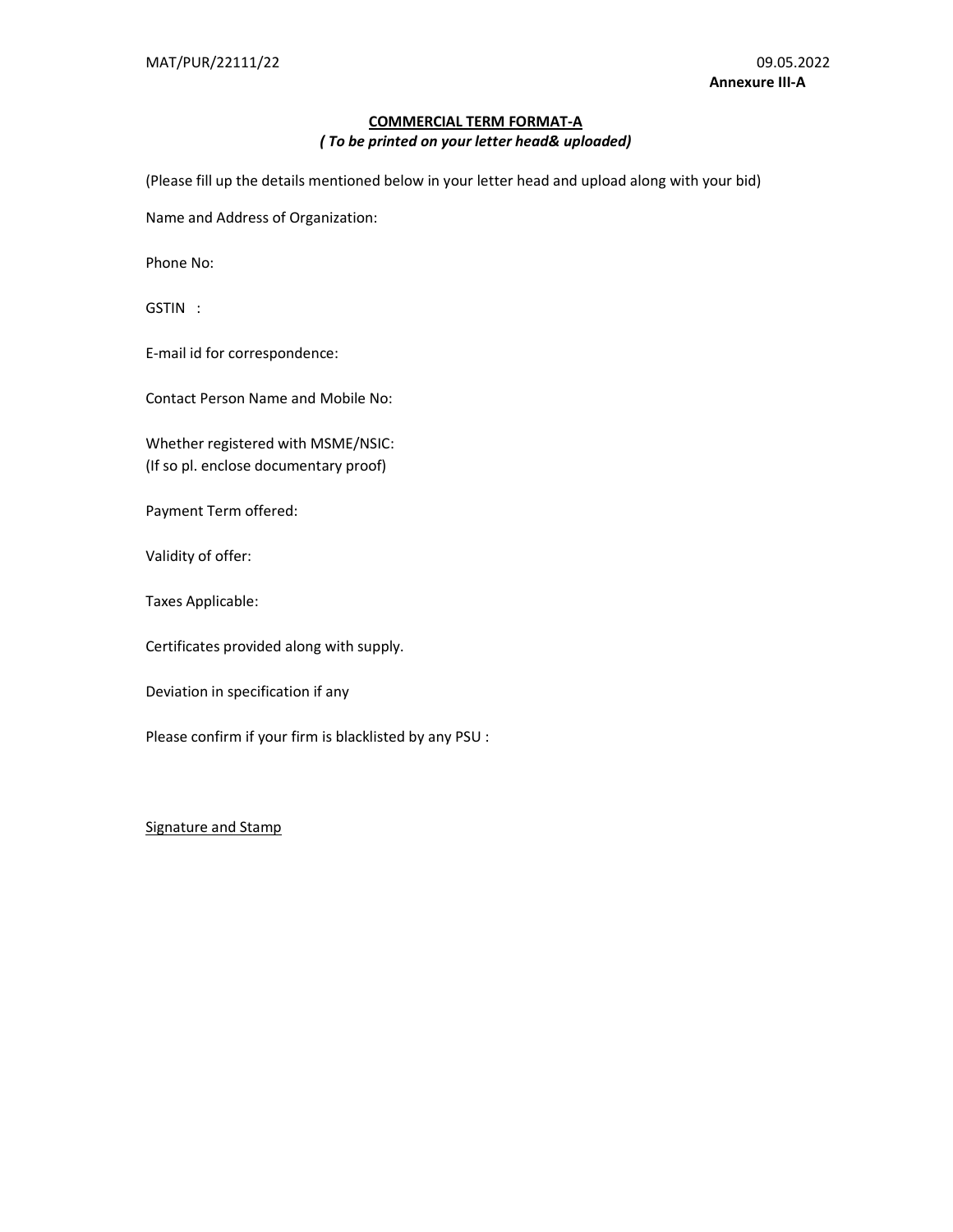MAT/PUR/22111/22 09.05.2022

**Annexure III-A**

## COMMERCIAL TERM FORMAT-A

***( To be printed on your letter head& uploaded)***

(Please fill up the details mentioned below in your letter head and upload along with your bid)

Name and Address of Organization:

Phone No:

GSTIN :

E-mail id for correspondence:

Contact Person Name and Mobile No:

Whether registered with MSME/NSIC:
(If so pl. enclose documentary proof)

Payment Term offered:

Validity of offer:

Taxes Applicable:

Certificates provided along with supply.

Deviation in specification if any

Please confirm if your firm is blacklisted by any PSU :

Signature and Stamp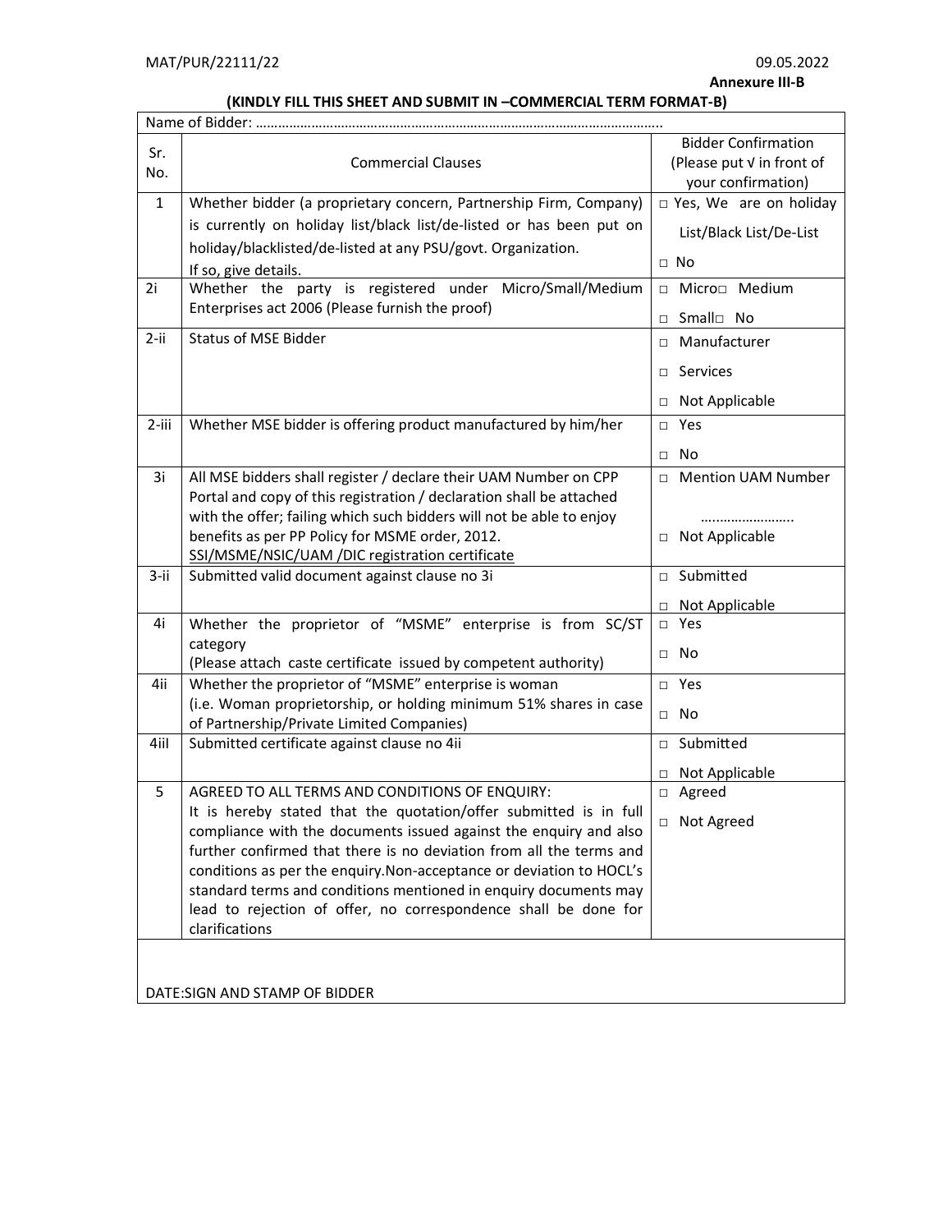MAT/PUR/22111/22 09.05.2022

**Annexure III-B**

**(KINDLY FILL THIS SHEET AND SUBMIT IN –COMMERCIAL TERM FORMAT-B)**

Name of Bidder: ……………………………………………………………………………………………..

| Sr. No. | Commercial Clauses | Bidder Confirmation (Please put √ in front of your confirmation) |
|---|---|---|
| 1 | Whether bidder (a proprietary concern, Partnership Firm, Company) is currently on holiday list/black list/de-listed or has been put on holiday/blacklisted/de-listed at any PSU/govt. Organization. If so, give details. | □ Yes, We are on holiday List/Black List/De-List □ No |
| 2i | Whether the party is registered under Micro/Small/Medium Enterprises act 2006 (Please furnish the proof) | □ Micro □ Medium □ Small □ No |
| 2-ii | Status of MSE Bidder | □ Manufacturer □ Services □ Not Applicable |
| 2-iii | Whether MSE bidder is offering product manufactured by him/her | □ Yes □ No |
| 3i | All MSE bidders shall register / declare their UAM Number on CPP Portal and copy of this registration / declaration shall be attached with the offer; failing which such bidders will not be able to enjoy benefits as per PP Policy for MSME order, 2012. <u>SSI/MSME/NSIC/UAM /DIC registration certificate</u> | □ Mention UAM Number ……………………. □ Not Applicable |
| 3-ii | Submitted valid document against clause no 3i | □ Submitted □ Not Applicable |
| 4i | Whether the proprietor of "MSME" enterprise is from SC/ST category (Please attach caste certificate issued by competent authority) | □ Yes □ No |
| 4ii | Whether the proprietor of "MSME" enterprise is woman (i.e. Woman proprietorship, or holding minimum 51% shares in case of Partnership/Private Limited Companies) | □ Yes □ No |
| 4iil | Submitted certificate against clause no 4ii | □ Submitted □ Not Applicable |
| 5 | AGREED TO ALL TERMS AND CONDITIONS OF ENQUIRY: It is hereby stated that the quotation/offer submitted is in full compliance with the documents issued against the enquiry and also further confirmed that there is no deviation from all the terms and conditions as per the enquiry.Non-acceptance or deviation to HOCL's standard terms and conditions mentioned in enquiry documents may lead to rejection of offer, no correspondence shall be done for clarifications | □ Agreed □ Not Agreed |

DATE:SIGN AND STAMP OF BIDDER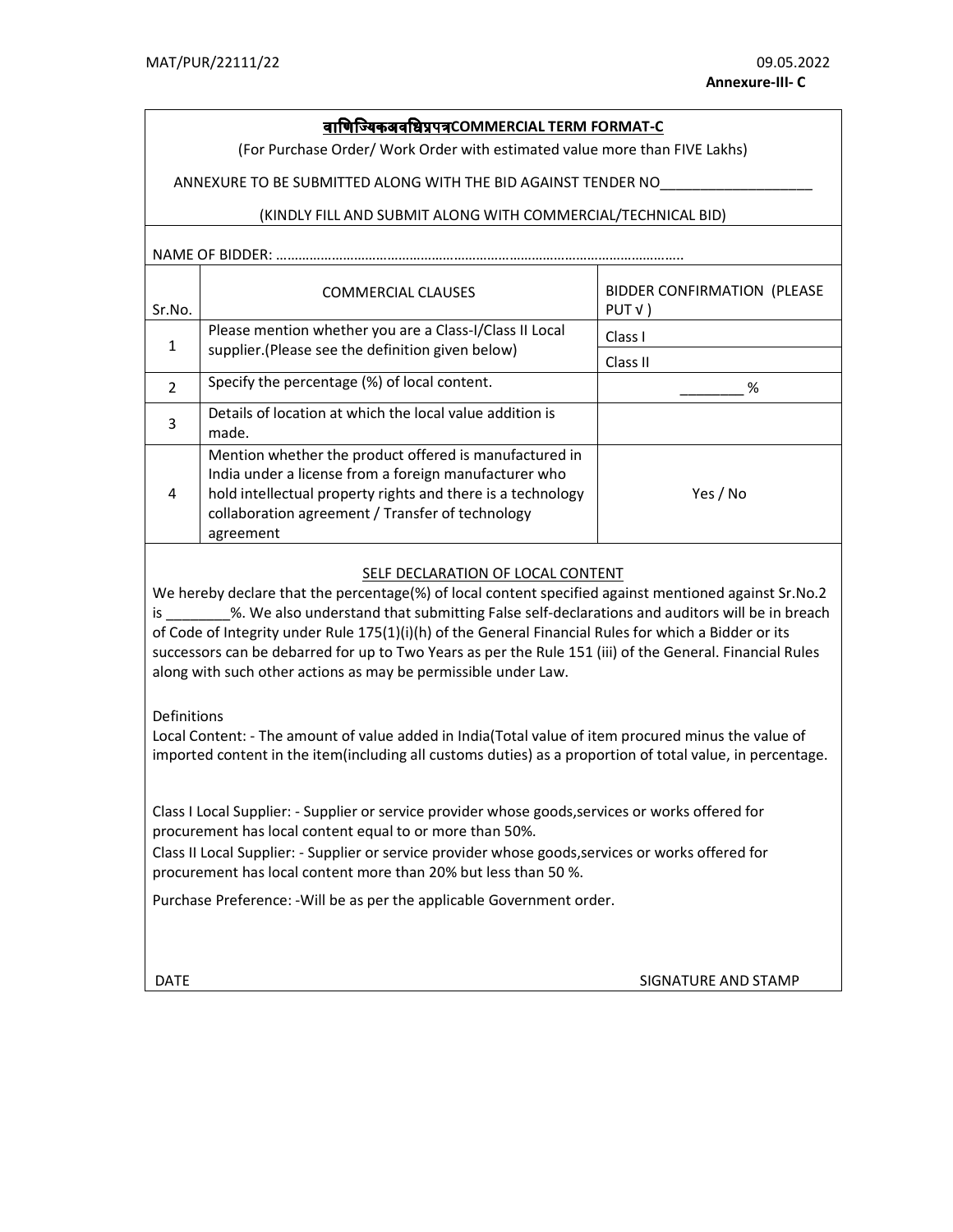MAT/PUR/22111/22 09.05.2022

**Annexure-III- C**

## वाणिज्यिकअवधिप्रपत्रCOMMERCIAL TERM FORMAT-C

(For Purchase Order/ Work Order with estimated value more than FIVE Lakhs)

ANNEXURE TO BE SUBMITTED ALONG WITH THE BID AGAINST TENDER NO___________________

(KINDLY FILL AND SUBMIT ALONG WITH COMMERCIAL/TECHNICAL BID)

NAME OF BIDDER: ……………………………………………………………………………………………..

| Sr.No. | COMMERCIAL CLAUSES | BIDDER CONFIRMATION (PLEASE PUT √ ) |
|---|---|---|
| 1 | Please mention whether you are a Class-I/Class II Local supplier.(Please see the definition given below) | Class I |
| | | Class II |
| 2 | Specify the percentage (%) of local content. | ________ % |
| 3 | Details of location at which the local value addition is made. | |
| 4 | Mention whether the product offered is manufactured in India under a license from a foreign manufacturer who hold intellectual property rights and there is a technology collaboration agreement / Transfer of technology agreement | Yes / No |

### SELF DECLARATION OF LOCAL CONTENT

We hereby declare that the percentage(%) of local content specified against mentioned against Sr.No.2 is ________%. We also understand that submitting False self-declarations and auditors will be in breach of Code of Integrity under Rule 175(1)(i)(h) of the General Financial Rules for which a Bidder or its successors can be debarred for up to Two Years as per the Rule 151 (iii) of the General. Financial Rules along with such other actions as may be permissible under Law.

Definitions

Local Content: - The amount of value added in India(Total value of item procured minus the value of imported content in the item(including all customs duties) as a proportion of total value, in percentage.

Class I Local Supplier: - Supplier or service provider whose goods,services or works offered for procurement has local content equal to or more than 50%.

Class II Local Supplier: - Supplier or service provider whose goods,services or works offered for procurement has local content more than 20% but less than 50 %.

Purchase Preference: -Will be as per the applicable Government order.

DATE SIGNATURE AND STAMP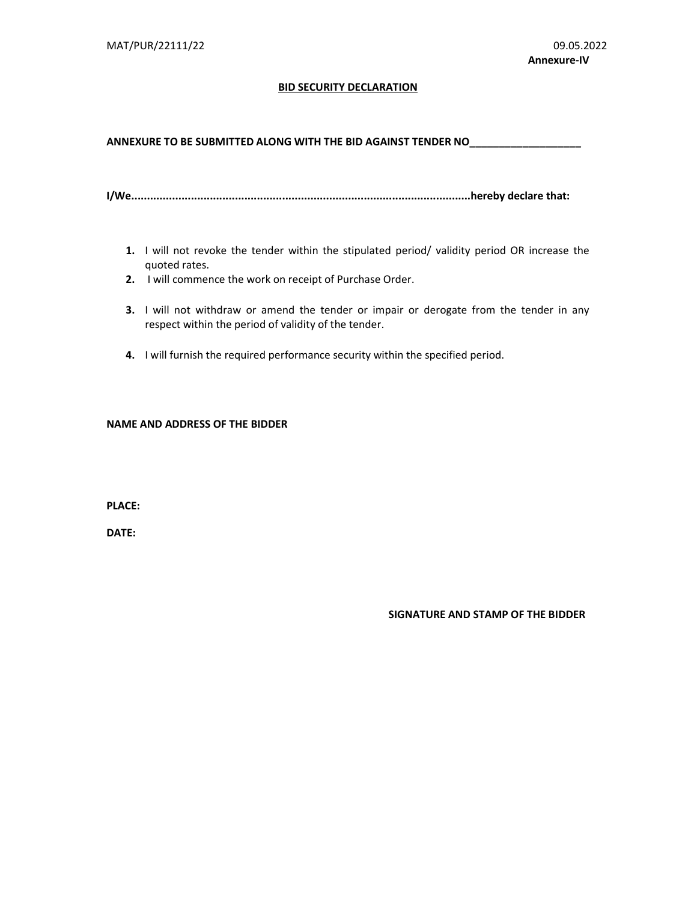MAT/PUR/22111/22 09.05.2022

**Annexure-IV**

## BID SECURITY DECLARATION

**ANNEXURE TO BE SUBMITTED ALONG WITH THE BID AGAINST TENDER NO___________________**

**I/We..........................................................................................................hereby declare that:**

1. I will not revoke the tender within the stipulated period/ validity period OR increase the quoted rates.
2. I will commence the work on receipt of Purchase Order.
3. I will not withdraw or amend the tender or impair or derogate from the tender in any respect within the period of validity of the tender.
4. I will furnish the required performance security within the specified period.

**NAME AND ADDRESS OF THE BIDDER**

**PLACE:**

**DATE:**

**SIGNATURE AND STAMP OF THE BIDDER**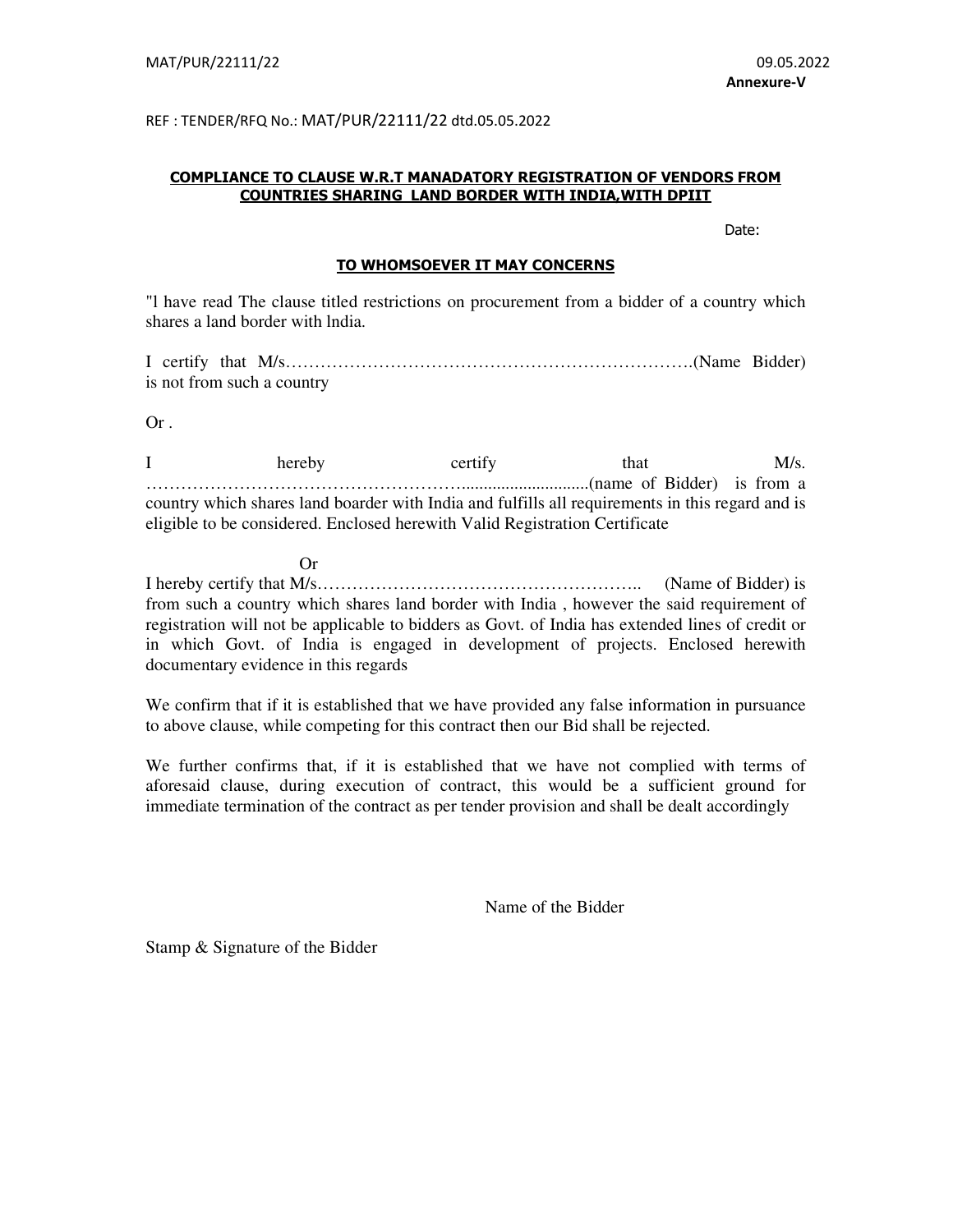MAT/PUR/22111/22 09.05.2022

**Annexure-V**

REF : TENDER/RFQ No.: MAT/PUR/22111/22 dtd.05.05.2022

**COMPLIANCE TO CLAUSE W.R.T MANADATORY REGISTRATION OF VENDORS FROM COUNTRIES SHARING LAND BORDER WITH INDIA,WITH DPIIT**

Date:

**TO WHOMSOEVER IT MAY CONCERNS**

"l have read The clause titled restrictions on procurement from a bidder of a country which shares a land border with lndia.

I certify that M/s…………………………………………………………….(Name Bidder) is not from such a country

Or .

I hereby certify that M/s. ……………………………………………............................(name of Bidder) is from a country which shares land boarder with India and fulfills all requirements in this regard and is eligible to be considered. Enclosed herewith Valid Registration Certificate

Or

I hereby certify that M/s……………………………………………….. (Name of Bidder) is from such a country which shares land border with India , however the said requirement of registration will not be applicable to bidders as Govt. of India has extended lines of credit or in which Govt. of India is engaged in development of projects. Enclosed herewith documentary evidence in this regards

We confirm that if it is established that we have provided any false information in pursuance to above clause, while competing for this contract then our Bid shall be rejected.

We further confirms that, if it is established that we have not complied with terms of aforesaid clause, during execution of contract, this would be a sufficient ground for immediate termination of the contract as per tender provision and shall be dealt accordingly

Name of the Bidder

Stamp & Signature of the Bidder